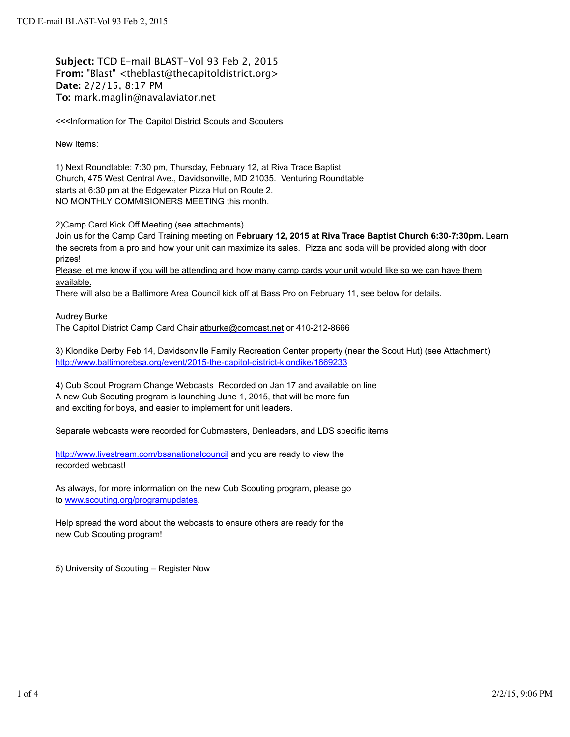**Subject:** TCD E-mail BLAST-Vol 93 Feb 2, 2015
**From:** "Blast" <theblast@thecapitoldistrict.org>
**Date:** 2/2/15, 8:17 PM
**To:** mark.maglin@navalaviator.net

<<<Information for The Capitol District Scouts and Scouters

New Items:

1) Next Roundtable: 7:30 pm, Thursday, February 12, at Riva Trace Baptist Church, 475 West Central Ave., Davidsonville, MD 21035. Venturing Roundtable starts at 6:30 pm at the Edgewater Pizza Hut on Route 2.
NO MONTHLY COMMISIONERS MEETING this month.

2)Camp Card Kick Off Meeting (see attachments)
Join us for the Camp Card Training meeting on **February 12, 2015 at Riva Trace Baptist Church 6:30-7:30pm.** Learn the secrets from a pro and how your unit can maximize its sales. Pizza and soda will be provided along with door prizes!
Please let me know if you will be attending and how many camp cards your unit would like so we can have them available.
There will also be a Baltimore Area Council kick off at Bass Pro on February 11, see below for details.

Audrey Burke
The Capitol District Camp Card Chair atburke@comcast.net or 410-212-8666

3) Klondike Derby Feb 14, Davidsonville Family Recreation Center property (near the Scout Hut) (see Attachment)
http://www.baltimorebsa.org/event/2015-the-capitol-district-klondike/1669233

4) Cub Scout Program Change Webcasts Recorded on Jan 17 and available on line
A new Cub Scouting program is launching June 1, 2015, that will be more fun and exciting for boys, and easier to implement for unit leaders.

Separate webcasts were recorded for Cubmasters, Denleaders, and LDS specific items

http://www.livestream.com/bsanationalcouncil and you are ready to view the recorded webcast!

As always, for more information on the new Cub Scouting program, please go to www.scouting.org/programupdates.

Help spread the word about the webcasts to ensure others are ready for the new Cub Scouting program!

5) University of Scouting – Register Now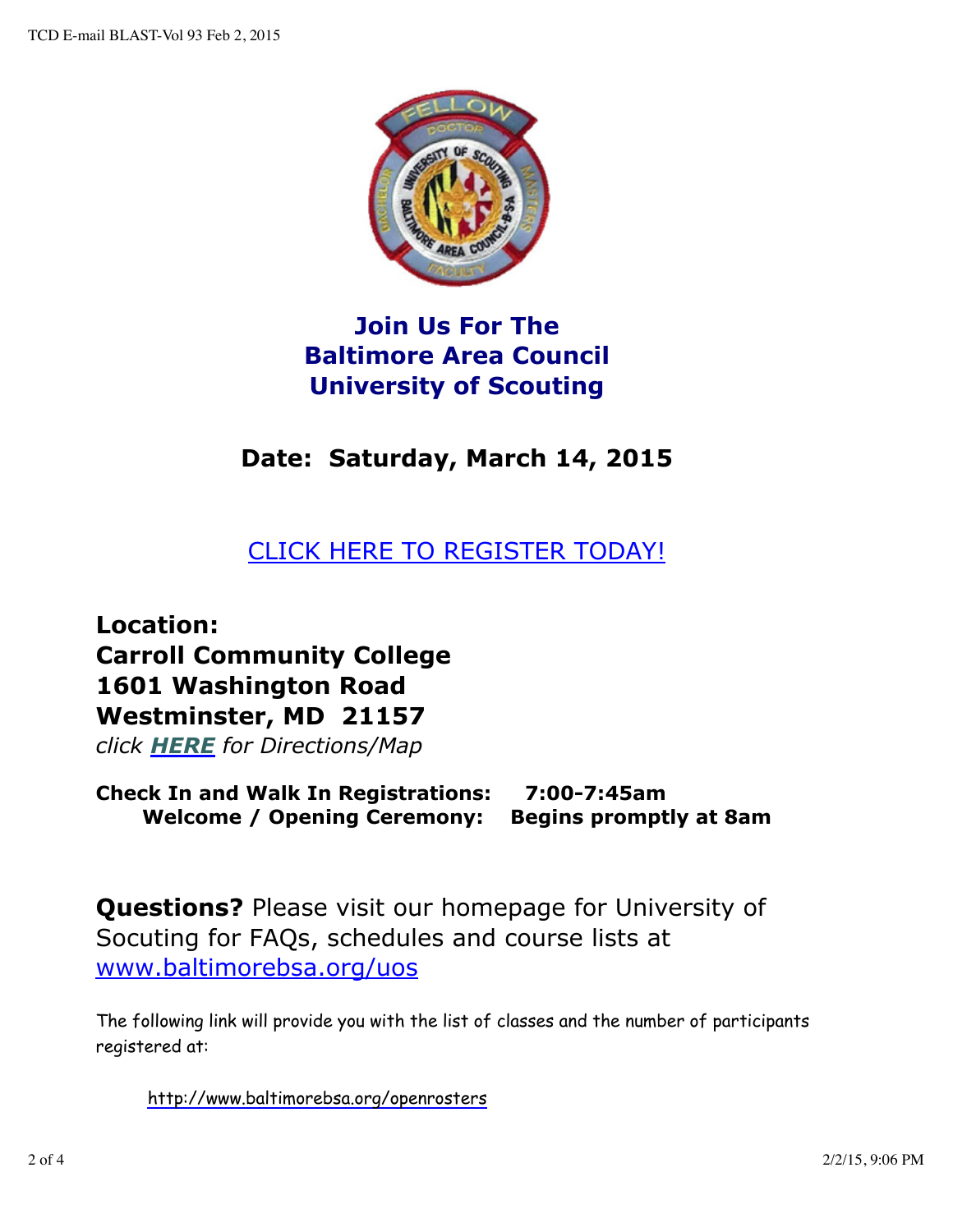## Join Us For The
## Baltimore Area Council
## University of Scouting

### Date: Saturday, March 14, 2015

CLICK HERE TO REGISTER TODAY!

**Location:**
**Carroll Community College**
**1601 Washington Road**
**Westminster, MD 21157**
*click **HERE** for Directions/Map*

**Check In and Walk In Registrations: 7:00-7:45am**
**Welcome / Opening Ceremony: Begins promptly at 8am**

**Questions?** Please visit our homepage for University of Socuting for FAQs, schedules and course lists at www.baltimorebsa.org/uos

The following link will provide you with the list of classes and the number of participants registered at:

http://www.baltimorebsa.org/openrosters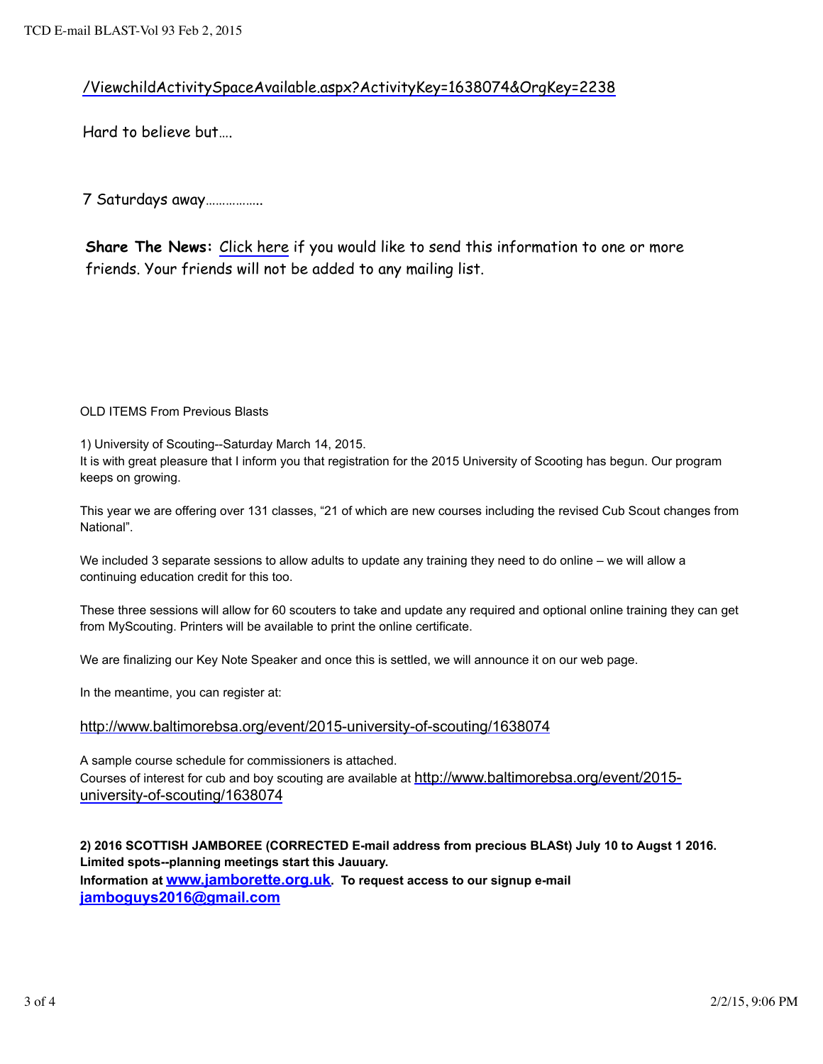/ViewchildActivitySpaceAvailable.aspx?ActivityKey=1638074&OrgKey=2238

Hard to believe but….

7 Saturdays away…………….

**Share The News:** Click here if you would like to send this information to one or more friends. Your friends will not be added to any mailing list.

OLD ITEMS From Previous Blasts

1) University of Scouting--Saturday March 14, 2015.
It is with great pleasure that I inform you that registration for the 2015 University of Scooting has begun. Our program keeps on growing.

This year we are offering over 131 classes, "21 of which are new courses including the revised Cub Scout changes from National".

We included 3 separate sessions to allow adults to update any training they need to do online – we will allow a continuing education credit for this too.

These three sessions will allow for 60 scouters to take and update any required and optional online training they can get from MyScouting. Printers will be available to print the online certificate.

We are finalizing our Key Note Speaker and once this is settled, we will announce it on our web page.

In the meantime, you can register at:

http://www.baltimorebsa.org/event/2015-university-of-scouting/1638074

A sample course schedule for commissioners is attached.
Courses of interest for cub and boy scouting are available at http://www.baltimorebsa.org/event/2015-university-of-scouting/1638074

**2) 2016 SCOTTISH JAMBOREE (CORRECTED E-mail address from precious BLASt) July 10 to Augst 1 2016. Limited spots--planning meetings start this Jauuary.**
**Information at www.jamborette.org.uk. To request access to our signup e-mail jamboguys2016@gmail.com**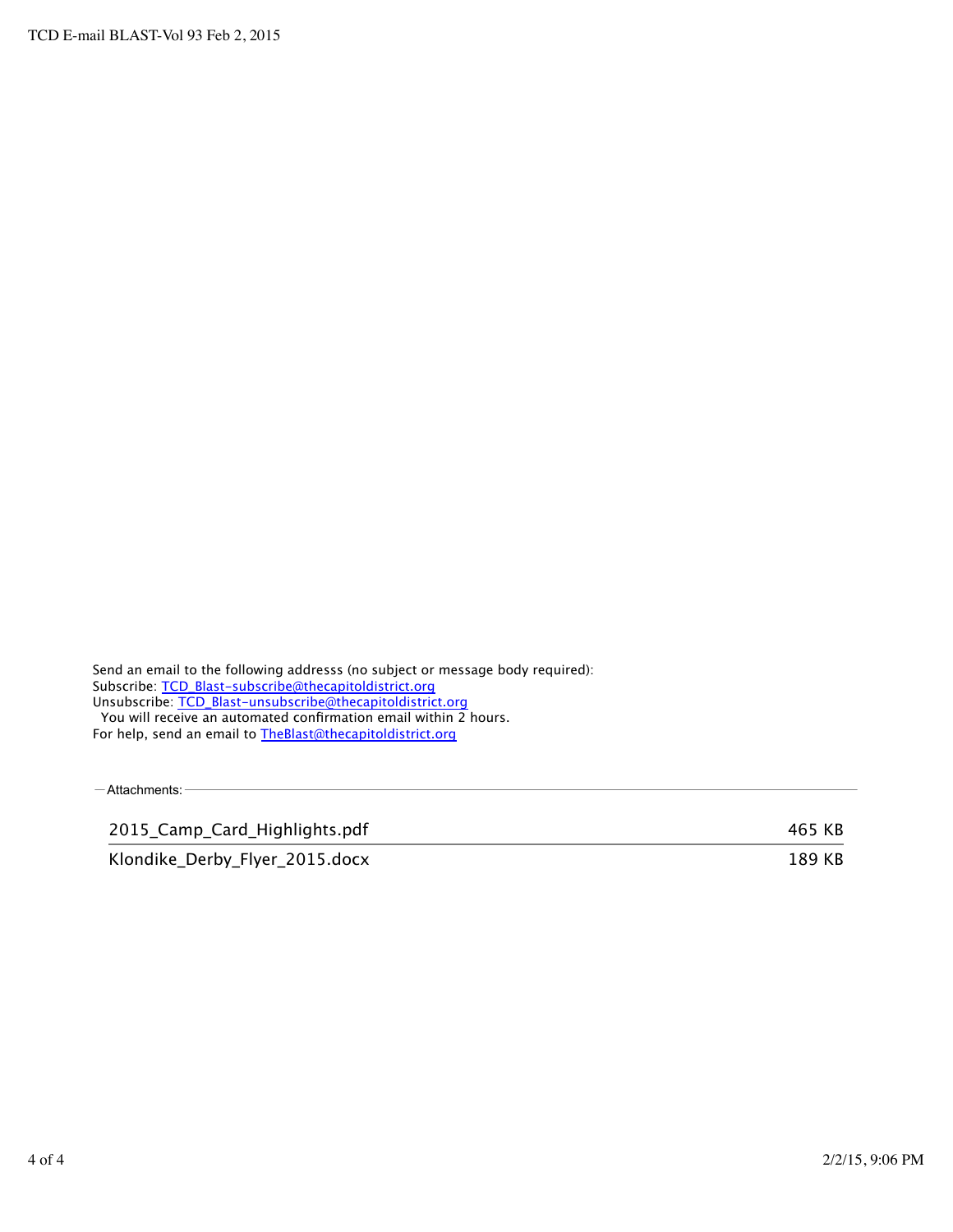Send an email to the following addresss (no subject or message body required):
Subscribe: TCD_Blast-subscribe@thecapitoldistrict.org
Unsubscribe: TCD_Blast-unsubscribe@thecapitoldistrict.org
You will receive an automated confirmation email within 2 hours.
For help, send an email to TheBlast@thecapitoldistrict.org

Attachments:

| | |
|---|---|
| 2015_Camp_Card_Highlights.pdf | 465 KB |
| Klondike_Derby_Flyer_2015.docx | 189 KB |